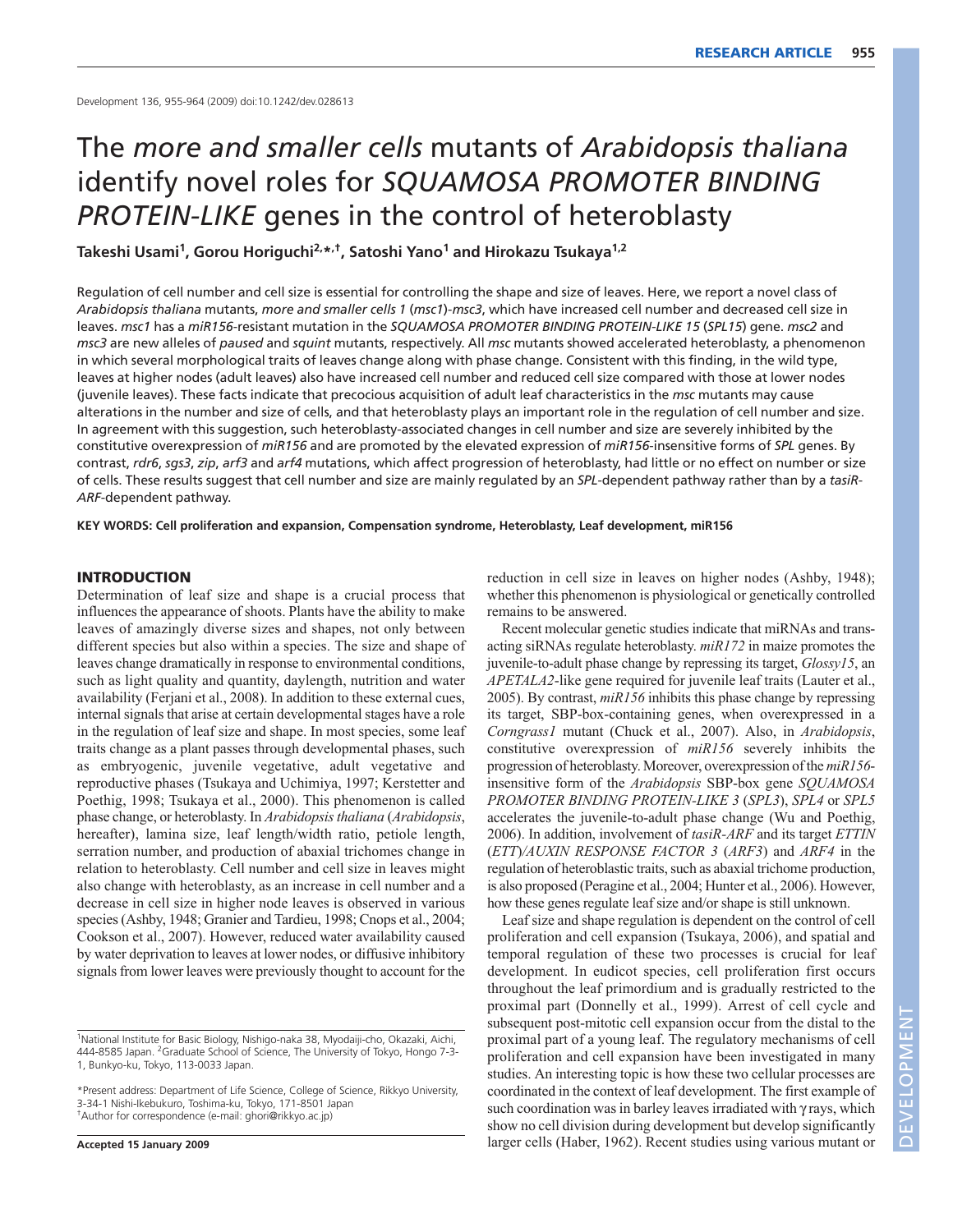# The *more and smaller cells* mutants of *Arabidopsis thaliana* identify novel roles for *SQUAMOSA PROMOTER BINDING PROTEIN-LIKE* genes in the control of heteroblasty

**Takeshi Usami[1], Gorou Horiguchi[2,*,†], Satoshi Yano[1] and Hirokazu Tsukaya[1,2]**

Regulation of cell number and cell size is essential for controlling the shape and size of leaves. Here, we report a novel class of *Arabidopsis thaliana* mutants, *more and smaller cells 1* (*msc1*)-*msc3*, which have increased cell number and decreased cell size in leaves. *msc1* has a *miR156*-resistant mutation in the *SQUAMOSA PROMOTER BINDING PROTEIN-LIKE 15* (*SPL15*) gene. *msc2* and *msc3* are new alleles of *paused* and *squint* mutants, respectively. All *msc* mutants showed accelerated heteroblasty, a phenomenon in which several morphological traits of leaves change along with phase change. Consistent with this finding, in the wild type, leaves at higher nodes (adult leaves) also have increased cell number and reduced cell size compared with those at lower nodes (juvenile leaves). These facts indicate that precocious acquisition of adult leaf characteristics in the *msc* mutants may cause alterations in the number and size of cells, and that heteroblasty plays an important role in the regulation of cell number and size. In agreement with this suggestion, such heteroblasty-associated changes in cell number and size are severely inhibited by the constitutive overexpression of *miR156* and are promoted by the elevated expression of *miR156*-insensitive forms of *SPL* genes. By contrast, *rdr6*, *sgs3*, *zip*, *arf3* and *arf4* mutations, which affect progression of heteroblasty, had little or no effect on number or size of cells. These results suggest that cell number and size are mainly regulated by an *SPL*-dependent pathway rather than by a *tasiR-ARF*-dependent pathway.

**KEY WORDS: Cell proliferation and expansion, Compensation syndrome, Heteroblasty, Leaf development, miR156**

## INTRODUCTION

Determination of leaf size and shape is a crucial process that influences the appearance of shoots. Plants have the ability to make leaves of amazingly diverse sizes and shapes, not only between different species but also within a species. The size and shape of leaves change dramatically in response to environmental conditions, such as light quality and quantity, daylength, nutrition and water availability (Ferjani et al., 2008). In addition to these external cues, internal signals that arise at certain developmental stages have a role in the regulation of leaf size and shape. In most species, some leaf traits change as a plant passes through developmental phases, such as embryogenic, juvenile vegetative, adult vegetative and reproductive phases (Tsukaya and Uchimiya, 1997; Kerstetter and Poethig, 1998; Tsukaya et al., 2000). This phenomenon is called phase change, or heteroblasty. In *Arabidopsis thaliana* (*Arabidopsis*, hereafter), lamina size, leaf length/width ratio, petiole length, serration number, and production of abaxial trichomes change in relation to heteroblasty. Cell number and cell size in leaves might also change with heteroblasty, as an increase in cell number and a decrease in cell size in higher node leaves is observed in various species (Ashby, 1948; Granier and Tardieu, 1998; Cnops et al., 2004; Cookson et al., 2007). However, reduced water availability caused by water deprivation to leaves at lower nodes, or diffusive inhibitory signals from lower leaves were previously thought to account for the reduction in cell size in leaves on higher nodes (Ashby, 1948); whether this phenomenon is physiological or genetically controlled remains to be answered.

Recent molecular genetic studies indicate that miRNAs and trans-acting siRNAs regulate heteroblasty. *miR172* in maize promotes the juvenile-to-adult phase change by repressing its target, *Glossy15*, an *APETALA2*-like gene required for juvenile leaf traits (Lauter et al., 2005). By contrast, *miR156* inhibits this phase change by repressing its target, SBP-box-containing genes, when overexpressed in a *Corngrass1* mutant (Chuck et al., 2007). Also, in *Arabidopsis*, constitutive overexpression of *miR156* severely inhibits the progression of heteroblasty. Moreover, overexpression of the *miR156*-insensitive form of the *Arabidopsis* SBP-box gene *SQUAMOSA PROMOTER BINDING PROTEIN-LIKE 3* (*SPL3*), *SPL4* or *SPL5* accelerates the juvenile-to-adult phase change (Wu and Poethig, 2006). In addition, involvement of *tasiR-ARF* and its target *ETTIN* (*ETT*)/*AUXIN RESPONSE FACTOR 3* (*ARF3*) and *ARF4* in the regulation of heteroblastic traits, such as abaxial trichome production, is also proposed (Peragine et al., 2004; Hunter et al., 2006). However, how these genes regulate leaf size and/or shape is still unknown.

Leaf size and shape regulation is dependent on the control of cell proliferation and cell expansion (Tsukaya, 2006), and spatial and temporal regulation of these two processes is crucial for leaf development. In eudicot species, cell proliferation first occurs throughout the leaf primordium and is gradually restricted to the proximal part (Donnelly et al., 1999). Arrest of cell cycle and subsequent post-mitotic cell expansion occur from the distal to the proximal part of a young leaf. The regulatory mechanisms of cell proliferation and cell expansion have been investigated in many studies. An interesting topic is how these two cellular processes are coordinated in the context of leaf development. The first example of such coordination was in barley leaves irradiated with γ rays, which show no cell division during development but develop significantly larger cells (Haber, 1962). Recent studies using various mutant or

[1]National Institute for Basic Biology, Nishigo-naka 38, Myodaiji-cho, Okazaki, Aichi, 444-8585 Japan. [2]Graduate School of Science, The University of Tokyo, Hongo 7-3-1, Bunkyo-ku, Tokyo, 113-0033 Japan.

*Present address: Department of Life Science, College of Science, Rikkyo University, 3-34-1 Nishi-Ikebukuro, Toshima-ku, Tokyo, 171-8501 Japan
†Author for correspondence (e-mail: ghori@rikkyo.ac.jp)

**Accepted 15 January 2009**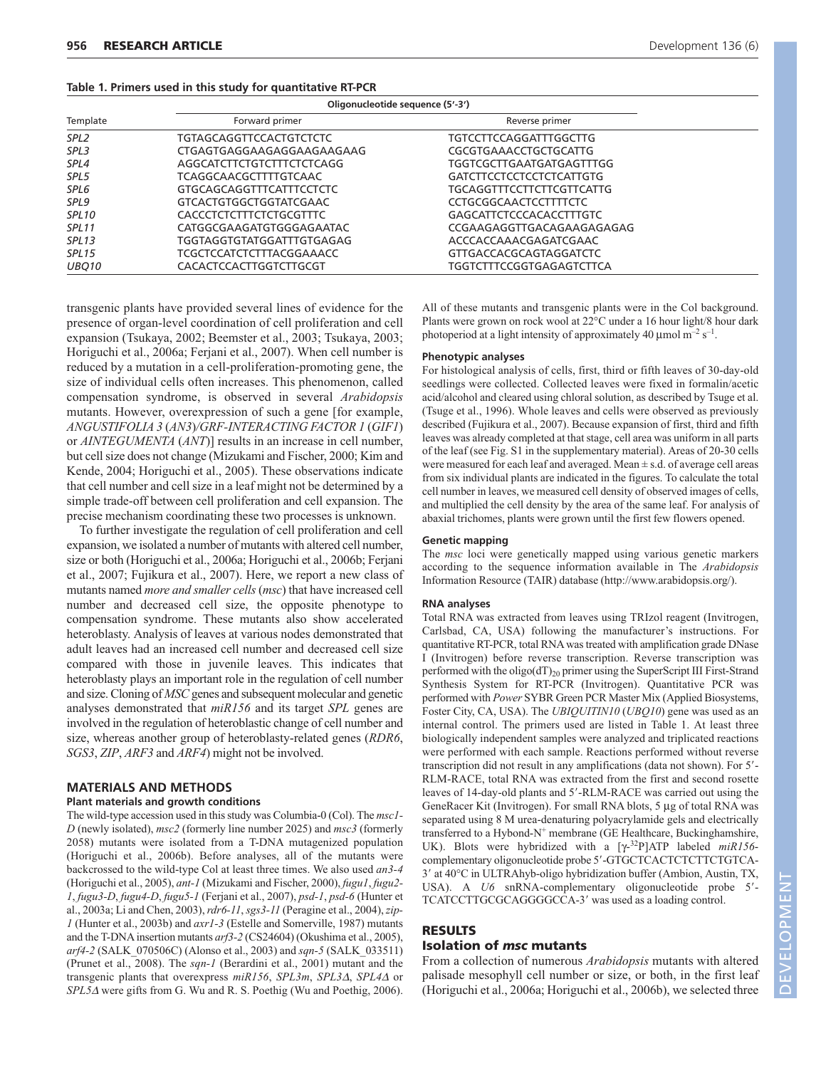**Table 1. Primers used in this study for quantitative RT-PCR**

| Template | Oligonucleotide sequence (5′-3′) | |
|---|---|---|
| | Forward primer | Reverse primer |
| *SPL2* | TGTAGCAGGTTCCACTGTCTCTC | TGTCCTTCCAGGATTTGGCTTG |
| *SPL3* | CTGAGTGAGGAAGAGGAAGAAGAAG | CGCGTGAAACCTGCTGCATTG |
| *SPL4* | AGGCATCTTCTGTCTTTCTCTCAGG | TGGTCGCTTGAATGATGAGTTTGG |
| *SPL5* | TCAGGCAACGCTTTTGTCAAC | GATCTTCCTCCTCCTCTCATTGTG |
| *SPL6* | GTGCAGCAGGTTTCATTTCCTCTC | TGCAGGTTTCCTTCTTCGTTCATTG |
| *SPL9* | GTCACTGTGGCTGGTATCGAAC | CCTGCGGCAACTCCTTTTCTC |
| *SPL10* | CACCCTCTCTTTCTCTGCGTTTC | GAGCATTCTCCCACACCTTTGTC |
| *SPL11* | CATGGCGAAGATGTGGGAGAATAC | CCGAAGAGGTTGACAGAAGAGAGAG |
| *SPL13* | TGGTAGGTGTATGGATTTGTGAGAG | ACCCACCAAACGAGATCGAAC |
| *SPL15* | TCGCTCCATCTCTTTACGGAAACC | GTTGACCACGCAGTAGGATCTC |
| *UBQ10* | CACACTCCACTTGGTCTTGCGT | TGGTCTTTCCGGTGAGAGTCTTCA |

transgenic plants have provided several lines of evidence for the presence of organ-level coordination of cell proliferation and cell expansion (Tsukaya, 2002; Beemster et al., 2003; Tsukaya, 2003; Horiguchi et al., 2006a; Ferjani et al., 2007). When cell number is reduced by a mutation in a cell-proliferation-promoting gene, the size of individual cells often increases. This phenomenon, called compensation syndrome, is observed in several *Arabidopsis* mutants. However, overexpression of such a gene [for example, *ANGUSTIFOLIA 3* (*AN3*)/*GRF-INTERACTING FACTOR 1* (*GIF1*) or *AINTEGUMENTA* (*ANT*)] results in an increase in cell number, but cell size does not change (Mizukami and Fischer, 2000; Kim and Kende, 2004; Horiguchi et al., 2005). These observations indicate that cell number and cell size in a leaf might not be determined by a simple trade-off between cell proliferation and cell expansion. The precise mechanism coordinating these two processes is unknown.

To further investigate the regulation of cell proliferation and cell expansion, we isolated a number of mutants with altered cell number, size or both (Horiguchi et al., 2006a; Horiguchi et al., 2006b; Ferjani et al., 2007; Fujikura et al., 2007). Here, we report a new class of mutants named *more and smaller cells* (*msc*) that have increased cell number and decreased cell size, the opposite phenotype to compensation syndrome. These mutants also show accelerated heteroblasty. Analysis of leaves at various nodes demonstrated that adult leaves had an increased cell number and decreased cell size compared with those in juvenile leaves. This indicates that heteroblasty plays an important role in the regulation of cell number and size. Cloning of *MSC* genes and subsequent molecular and genetic analyses demonstrated that *miR156* and its target *SPL* genes are involved in the regulation of heteroblastic change of cell number and size, whereas another group of heteroblasty-related genes (*RDR6*, *SGS3*, *ZIP*, *ARF3* and *ARF4*) might not be involved.

## MATERIALS AND METHODS

### Plant materials and growth conditions

The wild-type accession used in this study was Columbia-0 (Col). The *msc1-D* (newly isolated), *msc2* (formerly line number 2025) and *msc3* (formerly 2058) mutants were isolated from a T-DNA mutagenized population (Horiguchi et al., 2006b). Before analyses, all of the mutants were backcrossed to the wild-type Col at least three times. We also used *an3-4* (Horiguchi et al., 2005), *ant-1* (Mizukami and Fischer, 2000), *fugu1*, *fugu2-1*, *fugu3-D*, *fugu4-D*, *fugu5-1* (Ferjani et al., 2007), *psd-1*, *psd-6* (Hunter et al., 2003a; Li and Chen, 2003), *rdr6-11*, *sgs3-11* (Peragine et al., 2004), *zip-1* (Hunter et al., 2003b) and *axr1-3* (Estelle and Somerville, 1987) mutants and the T-DNA insertion mutants *arf3-2* (CS24604) (Okushima et al., 2005), *arf4-2* (SALK_070506C) (Alonso et al., 2003) and *sqn-5* (SALK_033511) (Prunet et al., 2008). The *sqn-1* (Berardini et al., 2001) mutant and the transgenic plants that overexpress *miR156*, *SPL3m*, *SPL3Δ*, *SPL4Δ* or *SPL5Δ* were gifts from G. Wu and R. S. Poethig (Wu and Poethig, 2006). All of these mutants and transgenic plants were in the Col background. Plants were grown on rock wool at 22°C under a 16 hour light/8 hour dark photoperiod at a light intensity of approximately 40 μmol $m^{-2}$ $s^{-1}$.

### Phenotypic analyses

For histological analysis of cells, first, third or fifth leaves of 30-day-old seedlings were collected. Collected leaves were fixed in formalin/acetic acid/alcohol and cleared using chloral solution, as described by Tsuge et al. (Tsuge et al., 1996). Whole leaves and cells were observed as previously described (Fujikura et al., 2007). Because expansion of first, third and fifth leaves was already completed at that stage, cell area was uniform in all parts of the leaf (see Fig. S1 in the supplementary material). Areas of 20-30 cells were measured for each leaf and averaged. Mean ± s.d. of average cell areas from six individual plants are indicated in the figures. To calculate the total cell number in leaves, we measured cell density of observed images of cells, and multiplied the cell density by the area of the same leaf. For analysis of abaxial trichomes, plants were grown until the first few flowers opened.

### Genetic mapping

The *msc* loci were genetically mapped using various genetic markers according to the sequence information available in The *Arabidopsis* Information Resource (TAIR) database (http://www.arabidopsis.org/).

### RNA analyses

Total RNA was extracted from leaves using TRIzol reagent (Invitrogen, Carlsbad, CA, USA) following the manufacturer's instructions. For quantitative RT-PCR, total RNA was treated with amplification grade DNase I (Invitrogen) before reverse transcription. Reverse transcription was performed with the oligo$(dT)_{20}$ primer using the SuperScript III First-Strand Synthesis System for RT-PCR (Invitrogen). Quantitative PCR was performed with *Power* SYBR Green PCR Master Mix (Applied Biosystems, Foster City, CA, USA). The *UBIQUITIN10* (*UBQ10*) gene was used as an internal control. The primers used are listed in Table 1. At least three biologically independent samples were analyzed and triplicated reactions were performed with each sample. Reactions performed without reverse transcription did not result in any amplifications (data not shown). For 5′-RLM-RACE, total RNA was extracted from the first and second rosette leaves of 14-day-old plants and 5′-RLM-RACE was carried out using the GeneRacer Kit (Invitrogen). For small RNA blots, 5 μg of total RNA was separated using 8 M urea-denaturing polyacrylamide gels and electrically transferred to a Hybond-$N^+$ membrane (GE Healthcare, Buckinghamshire, UK). Blots were hybridized with a [$\gamma$-$^{32}$P]ATP labeled *miR156*-complementary oligonucleotide probe 5′-GTGCTCACTCTCTTCTGTCA-3′ at 40°C in ULTRAhyb-oligo hybridization buffer (Ambion, Austin, TX, USA). A *U6* snRNA-complementary oligonucleotide probe 5′-TCATCCTTGCGCAGGGGCCA-3′ was used as a loading control.

## RESULTS

### Isolation of *msc* mutants

From a collection of numerous *Arabidopsis* mutants with altered palisade mesophyll cell number or size, or both, in the first leaf (Horiguchi et al., 2006a; Horiguchi et al., 2006b), we selected three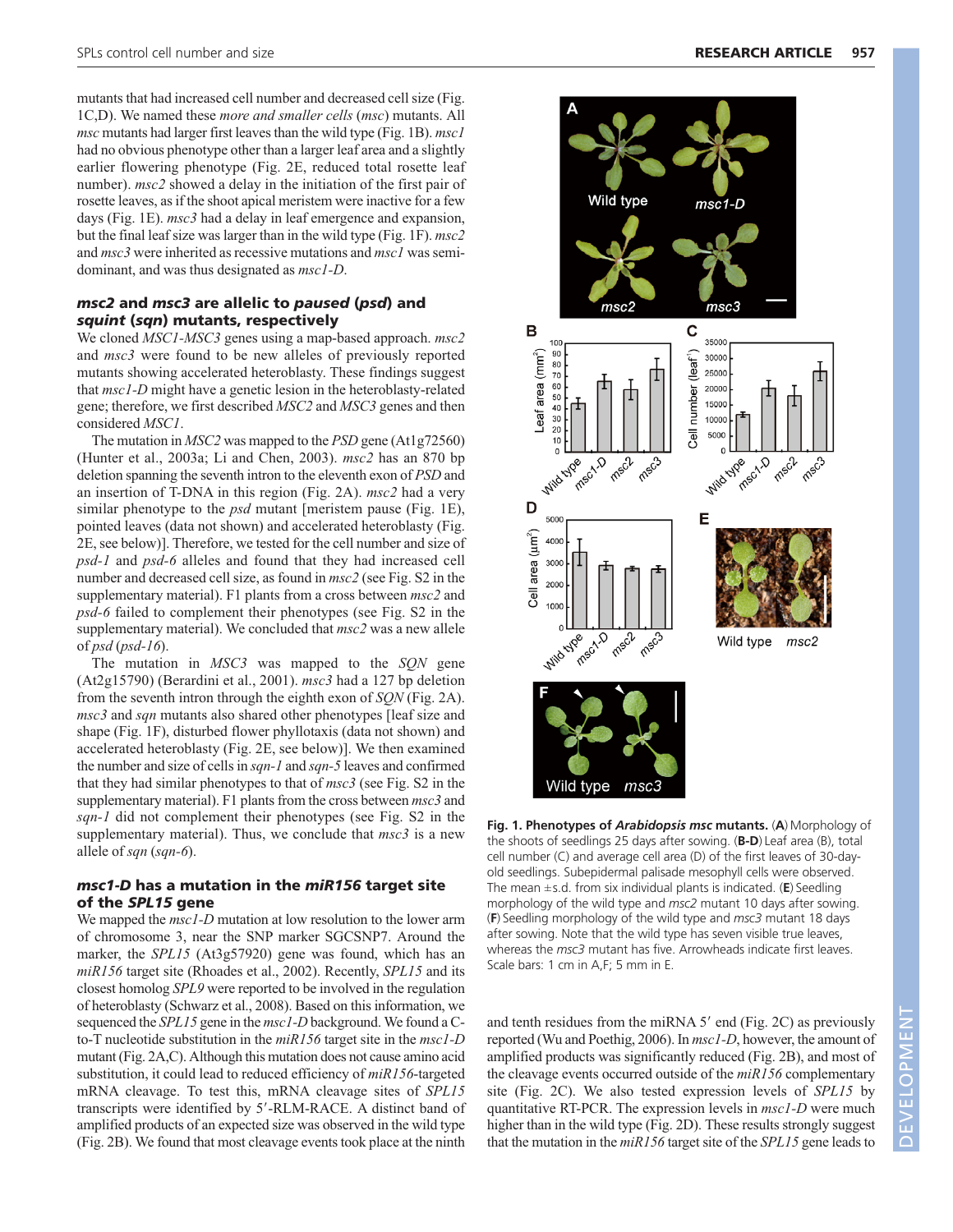mutants that had increased cell number and decreased cell size (Fig. 1C,D). We named these *more and smaller cells* (*msc*) mutants. All *msc* mutants had larger first leaves than the wild type (Fig. 1B). *msc1* had no obvious phenotype other than a larger leaf area and a slightly earlier flowering phenotype (Fig. 2E, reduced total rosette leaf number). *msc2* showed a delay in the initiation of the first pair of rosette leaves, as if the shoot apical meristem were inactive for a few days (Fig. 1E). *msc3* had a delay in leaf emergence and expansion, but the final leaf size was larger than in the wild type (Fig. 1F). *msc2* and *msc3* were inherited as recessive mutations and *msc1* was semi-dominant, and was thus designated as *msc1-D*.

### *msc2* and *msc3* are allelic to *paused* (*psd*) and *squint* (*sqn*) mutants, respectively

We cloned *MSC1-MSC3* genes using a map-based approach. *msc2* and *msc3* were found to be new alleles of previously reported mutants showing accelerated heteroblasty. These findings suggest that *msc1-D* might have a genetic lesion in the heteroblasty-related gene; therefore, we first described *MSC2* and *MSC3* genes and then considered *MSC1*.

The mutation in *MSC2* was mapped to the *PSD* gene (At1g72560) (Hunter et al., 2003a; Li and Chen, 2003). *msc2* has an 870 bp deletion spanning the seventh intron to the eleventh exon of *PSD* and an insertion of T-DNA in this region (Fig. 2A). *msc2* had a very similar phenotype to the *psd* mutant [meristem pause (Fig. 1E), pointed leaves (data not shown) and accelerated heteroblasty (Fig. 2E, see below)]. Therefore, we tested for the cell number and size of *psd-1* and *psd-6* alleles and found that they had increased cell number and decreased cell size, as found in *msc2* (see Fig. S2 in the supplementary material). F1 plants from a cross between *msc2* and *psd-6* failed to complement their phenotypes (see Fig. S2 in the supplementary material). We concluded that *msc2* was a new allele of *psd* (*psd-16*).

The mutation in *MSC3* was mapped to the *SQN* gene (At2g15790) (Berardini et al., 2001). *msc3* had a 127 bp deletion from the seventh intron through the eighth exon of *SQN* (Fig. 2A). *msc3* and *sqn* mutants also shared other phenotypes [leaf size and shape (Fig. 1F), disturbed flower phyllotaxis (data not shown) and accelerated heteroblasty (Fig. 2E, see below)]. We then examined the number and size of cells in *sqn-1* and *sqn-5* leaves and confirmed that they had similar phenotypes to that of *msc3* (see Fig. S2 in the supplementary material). F1 plants from the cross between *msc3* and *sqn-1* did not complement their phenotypes (see Fig. S2 in the supplementary material). Thus, we conclude that *msc3* is a new allele of *sqn* (*sqn-6*).

### *msc1-D* has a mutation in the *miR156* target site of the *SPL15* gene

We mapped the *msc1-D* mutation at low resolution to the lower arm of chromosome 3, near the SNP marker SGCSNP7. Around the marker, the *SPL15* (At3g57920) gene was found, which has an *miR156* target site (Rhoades et al., 2002). Recently, *SPL15* and its closest homolog *SPL9* were reported to be involved in the regulation of heteroblasty (Schwarz et al., 2008). Based on this information, we sequenced the *SPL15* gene in the *msc1-D* background. We found a C-to-T nucleotide substitution in the *miR156* target site in the *msc1-D* mutant (Fig. 2A,C). Although this mutation does not cause amino acid substitution, it could lead to reduced efficiency of *miR156*-targeted mRNA cleavage. To test this, mRNA cleavage sites of *SPL15* transcripts were identified by 5′-RLM-RACE. A distinct band of amplified products of an expected size was observed in the wild type (Fig. 2B). We found that most cleavage events took place at the ninth and tenth residues from the miRNA 5′ end (Fig. 2C) as previously reported (Wu and Poethig, 2006). In *msc1-D*, however, the amount of amplified products was significantly reduced (Fig. 2B), and most of the cleavage events occurred outside of the *miR156* complementary site (Fig. 2C). We also tested expression levels of *SPL15* by quantitative RT-PCR. The expression levels in *msc1-D* were much higher than in the wild type (Fig. 2D). These results strongly suggest that the mutation in the *miR156* target site of the *SPL15* gene leads to

**Fig. 1. Phenotypes of *Arabidopsis msc* mutants.** (**A**) Morphology of the shoots of seedlings 25 days after sowing. (**B-D**) Leaf area (B), total cell number (C) and average cell area (D) of the first leaves of 30-day-old seedlings. Subepidermal palisade mesophyll cells were observed. The mean ±s.d. from six individual plants is indicated. (**E**) Seedling morphology of the wild type and *msc2* mutant 10 days after sowing. (**F**) Seedling morphology of the wild type and *msc3* mutant 18 days after sowing. Note that the wild type has seven visible true leaves, whereas the *msc3* mutant has five. Arrowheads indicate first leaves. Scale bars: 1 cm in A,F; 5 mm in E.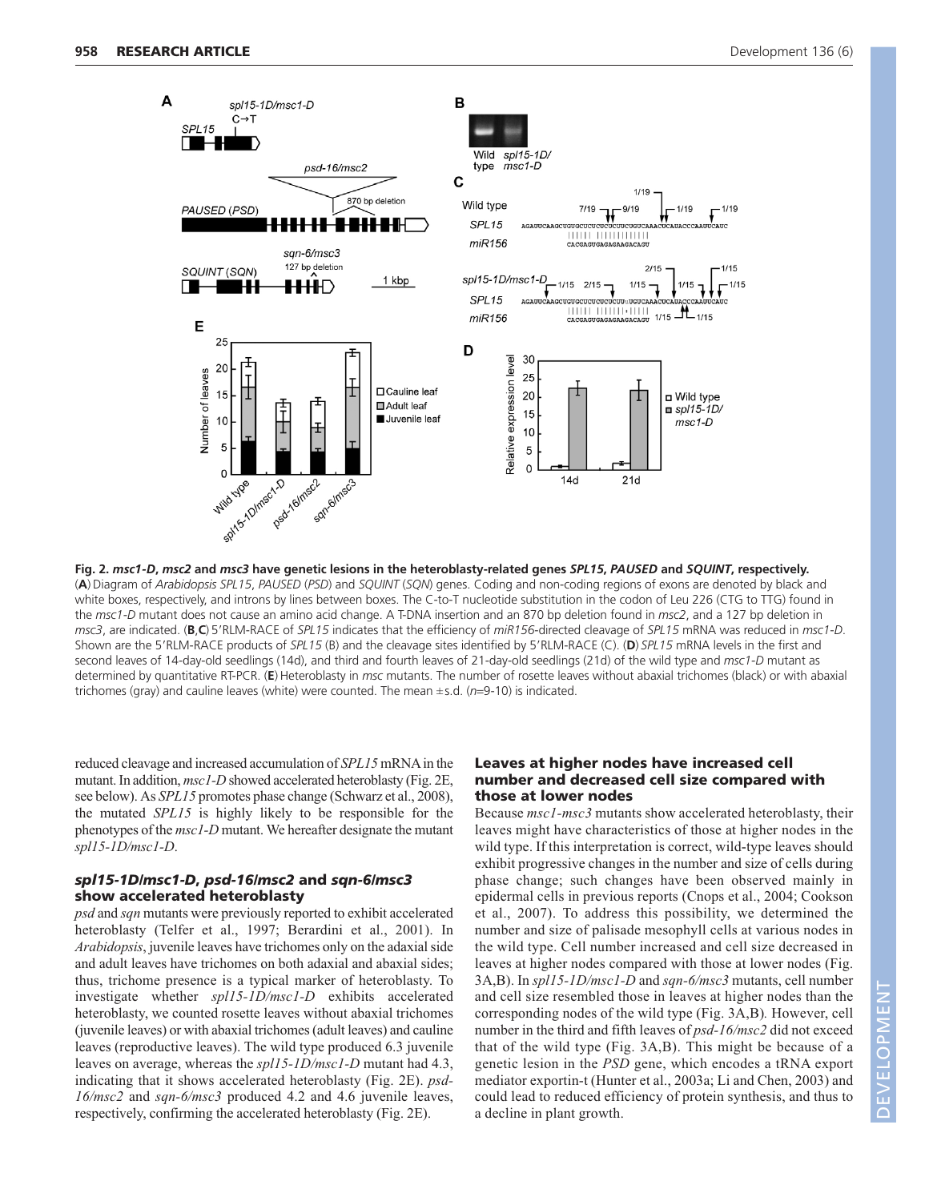**Fig. 2. *msc1-D*, *msc2* and *msc3* have genetic lesions in the heteroblasty-related genes *SPL15*, *PAUSED* and *SQUINT*, respectively.** (**A**) Diagram of *Arabidopsis SPL15*, *PAUSED* (*PSD*) and *SQUINT* (*SQN*) genes. Coding and non-coding regions of exons are denoted by black and white boxes, respectively, and introns by lines between boxes. The C-to-T nucleotide substitution in the codon of Leu 226 (CTG to TTG) found in the *msc1-D* mutant does not cause an amino acid change. A T-DNA insertion and an 870 bp deletion found in *msc2*, and a 127 bp deletion in *msc3*, are indicated. (**B**,**C**) 5′RLM-RACE of *SPL15* indicates that the efficiency of *miR156*-directed cleavage of *SPL15* mRNA was reduced in *msc1-D*. Shown are the 5′RLM-RACE products of *SPL15* (B) and the cleavage sites identified by 5′RLM-RACE (C). (**D**) *SPL15* mRNA levels in the first and second leaves of 14-day-old seedlings (14d), and third and fourth leaves of 21-day-old seedlings (21d) of the wild type and *msc1-D* mutant as determined by quantitative RT-PCR. (**E**) Heteroblasty in *msc* mutants. The number of rosette leaves without abaxial trichomes (black) or with abaxial trichomes (gray) and cauline leaves (white) were counted. The mean ±s.d. ($n$=9-10) is indicated.

reduced cleavage and increased accumulation of *SPL15* mRNA in the mutant. In addition, *msc1-D* showed accelerated heteroblasty (Fig. 2E, see below). As *SPL15* promotes phase change (Schwarz et al., 2008), the mutated *SPL15* is highly likely to be responsible for the phenotypes of the *msc1-D* mutant. We hereafter designate the mutant *spl15-1D/msc1-D*.

### *spl15-1D/msc1-D*, *psd-16/msc2* and *sqn-6/msc3* show accelerated heteroblasty

*psd* and *sqn* mutants were previously reported to exhibit accelerated heteroblasty (Telfer et al., 1997; Berardini et al., 2001). In *Arabidopsis*, juvenile leaves have trichomes only on the adaxial side and adult leaves have trichomes on both adaxial and abaxial sides; thus, trichome presence is a typical marker of heteroblasty. To investigate whether *spl15-1D/msc1-D* exhibits accelerated heteroblasty, we counted rosette leaves without abaxial trichomes (juvenile leaves) or with abaxial trichomes (adult leaves) and cauline leaves (reproductive leaves). The wild type produced 6.3 juvenile leaves on average, whereas the *spl15-1D/msc1-D* mutant had 4.3, indicating that it shows accelerated heteroblasty (Fig. 2E). *psd-16/msc2* and *sqn-6/msc3* produced 4.2 and 4.6 juvenile leaves, respectively, confirming the accelerated heteroblasty (Fig. 2E).

### Leaves at higher nodes have increased cell number and decreased cell size compared with those at lower nodes

Because *msc1-msc3* mutants show accelerated heteroblasty, their leaves might have characteristics of those at higher nodes in the wild type. If this interpretation is correct, wild-type leaves should exhibit progressive changes in the number and size of cells during phase change; such changes have been observed mainly in epidermal cells in previous reports (Cnops et al., 2004; Cookson et al., 2007). To address this possibility, we determined the number and size of palisade mesophyll cells at various nodes in the wild type. Cell number increased and cell size decreased in leaves at higher nodes compared with those at lower nodes (Fig. 3A,B). In *spl15-1D/msc1-D* and *sqn-6/msc3* mutants, cell number and cell size resembled those in leaves at higher nodes than the corresponding nodes of the wild type (Fig. 3A,B). However, cell number in the third and fifth leaves of *psd-16/msc2* did not exceed that of the wild type (Fig. 3A,B). This might be because of a genetic lesion in the *PSD* gene, which encodes a tRNA export mediator exportin-t (Hunter et al., 2003a; Li and Chen, 2003) and could lead to reduced efficiency of protein synthesis, and thus to a decline in plant growth.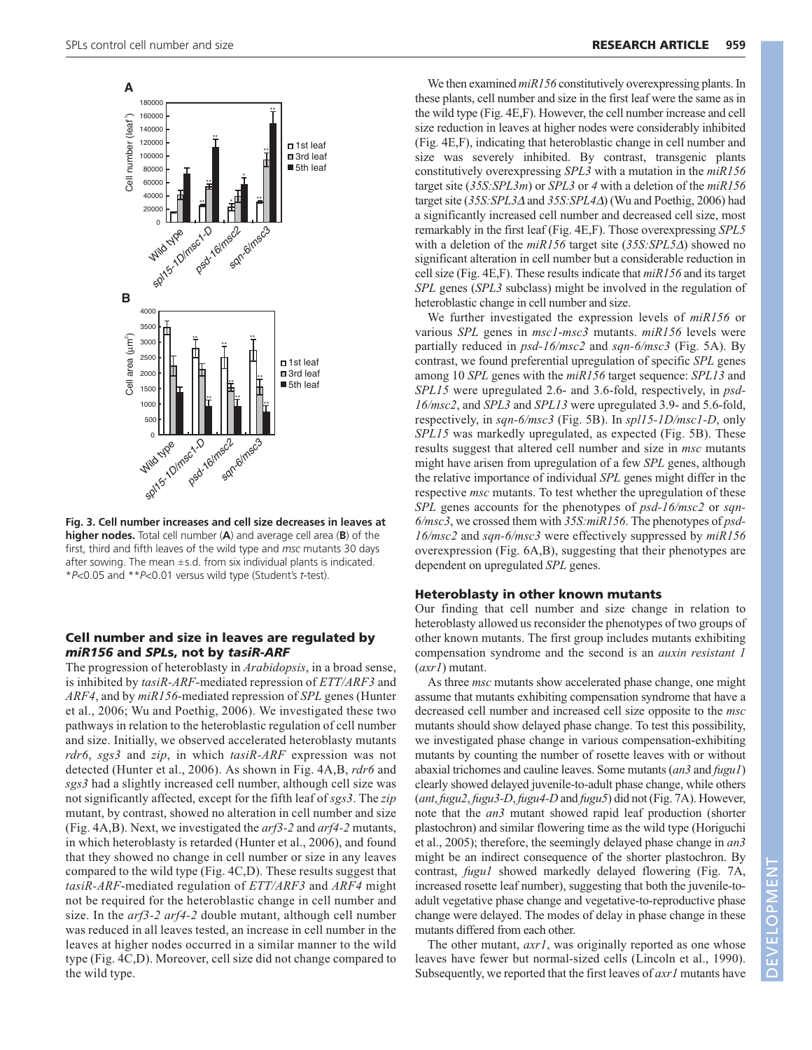**Fig. 3. Cell number increases and cell size decreases in leaves at higher nodes.** Total cell number (**A**) and average cell area (**B**) of the first, third and fifth leaves of the wild type and *msc* mutants 30 days after sowing. The mean ±s.d. from six individual plants is indicated. \**P*<0.05 and \*\**P*<0.01 versus wild type (Student's *t*-test).

### Cell number and size in leaves are regulated by *miR156* and *SPLs*, not by *tasiR-ARF*

The progression of heteroblasty in *Arabidopsis*, in a broad sense, is inhibited by *tasiR-ARF*-mediated repression of *ETT/ARF3* and *ARF4*, and by *miR156*-mediated repression of *SPL* genes (Hunter et al., 2006; Wu and Poethig, 2006). We investigated these two pathways in relation to the heteroblastic regulation of cell number and size. Initially, we observed accelerated heteroblasty mutants *rdr6*, *sgs3* and *zip*, in which *tasiR-ARF* expression was not detected (Hunter et al., 2006). As shown in Fig. 4A,B, *rdr6* and *sgs3* had a slightly increased cell number, although cell size was not significantly affected, except for the fifth leaf of *sgs3*. The *zip* mutant, by contrast, showed no alteration in cell number and size (Fig. 4A,B). Next, we investigated the *arf3-2* and *arf4-2* mutants, in which heteroblasty is retarded (Hunter et al., 2006), and found that they showed no change in cell number or size in any leaves compared to the wild type (Fig. 4C,D). These results suggest that *tasiR-ARF*-mediated regulation of *ETT/ARF3* and *ARF4* might not be required for the heteroblastic change in cell number and size. In the *arf3-2 arf4-2* double mutant, although cell number was reduced in all leaves tested, an increase in cell number in the leaves at higher nodes occurred in a similar manner to the wild type (Fig. 4C,D). Moreover, cell size did not change compared to the wild type.

We then examined *miR156* constitutively overexpressing plants. In these plants, cell number and size in the first leaf were the same as in the wild type (Fig. 4E,F). However, the cell number increase and cell size reduction in leaves at higher nodes were considerably inhibited (Fig. 4E,F), indicating that heteroblastic change in cell number and size was severely inhibited. By contrast, transgenic plants constitutively overexpressing *SPL3* with a mutation in the *miR156* target site (*35S:SPL3m*) or *SPL3* or *4* with a deletion of the *miR156* target site (*35S:SPL3Δ* and *35S:SPL4Δ*) (Wu and Poethig, 2006) had a significantly increased cell number and decreased cell size, most remarkably in the first leaf (Fig. 4E,F). Those overexpressing *SPL5* with a deletion of the *miR156* target site (*35S:SPL5Δ*) showed no significant alteration in cell number but a considerable reduction in cell size (Fig. 4E,F). These results indicate that *miR156* and its target *SPL* genes (*SPL3* subclass) might be involved in the regulation of heteroblastic change in cell number and size.

We further investigated the expression levels of *miR156* or various *SPL* genes in *msc1-msc3* mutants. *miR156* levels were partially reduced in *psd-16/msc2* and *sqn-6/msc3* (Fig. 5A). By contrast, we found preferential upregulation of specific *SPL* genes among 10 *SPL* genes with the *miR156* target sequence: *SPL13* and *SPL15* were upregulated 2.6- and 3.6-fold, respectively, in *psd-16/msc2*, and *SPL3* and *SPL13* were upregulated 3.9- and 5.6-fold, respectively, in *sqn-6/msc3* (Fig. 5B). In *spl15-1D/msc1-D*, only *SPL15* was markedly upregulated, as expected (Fig. 5B). These results suggest that altered cell number and size in *msc* mutants might have arisen from upregulation of a few *SPL* genes, although the relative importance of individual *SPL* genes might differ in the respective *msc* mutants. To test whether the upregulation of these *SPL* genes accounts for the phenotypes of *psd-16/msc2* or *sqn-6/msc3*, we crossed them with *35S:miR156*. The phenotypes of *psd-16/msc2* and *sqn-6/msc3* were effectively suppressed by *miR156* overexpression (Fig. 6A,B), suggesting that their phenotypes are dependent on upregulated *SPL* genes.

### Heteroblasty in other known mutants

Our finding that cell number and size change in relation to heteroblasty allowed us reconsider the phenotypes of two groups of other known mutants. The first group includes mutants exhibiting compensation syndrome and the second is an *auxin resistant 1* (*axr1*) mutant.

As three *msc* mutants show accelerated phase change, one might assume that mutants exhibiting compensation syndrome that have a decreased cell number and increased cell size opposite to the *msc* mutants should show delayed phase change. To test this possibility, we investigated phase change in various compensation-exhibiting mutants by counting the number of rosette leaves with or without abaxial trichomes and cauline leaves. Some mutants (*an3* and *fugu1*) clearly showed delayed juvenile-to-adult phase change, while others (*ant*, *fugu2*, *fugu3-D*, *fugu4-D* and *fugu5*) did not (Fig. 7A). However, note that the *an3* mutant showed rapid leaf production (shorter plastochron) and similar flowering time as the wild type (Horiguchi et al., 2005); therefore, the seemingly delayed phase change in *an3* might be an indirect consequence of the shorter plastochron. By contrast, *fugu1* showed markedly delayed flowering (Fig. 7A, increased rosette leaf number), suggesting that both the juvenile-to-adult vegetative phase change and vegetative-to-reproductive phase change were delayed. The modes of delay in phase change in these mutants differed from each other.

The other mutant, *axr1*, was originally reported as one whose leaves have fewer but normal-sized cells (Lincoln et al., 1990). Subsequently, we reported that the first leaves of *axr1* mutants have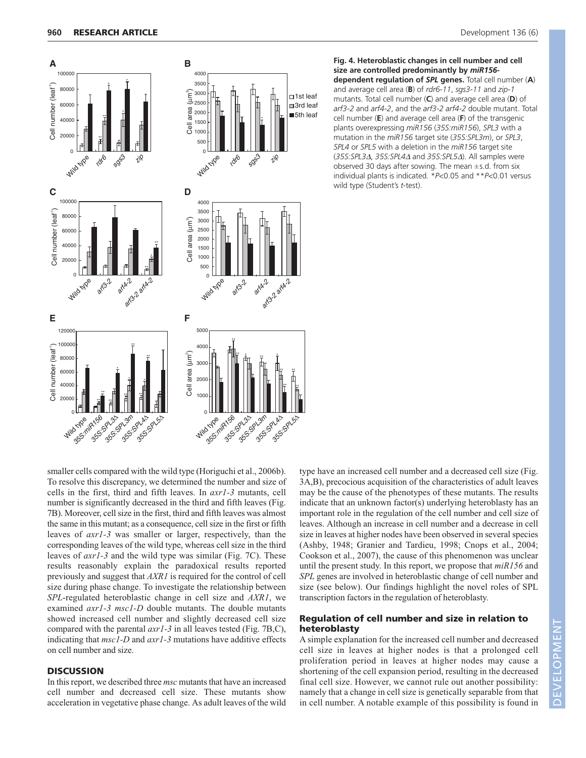**Fig. 4. Heteroblastic changes in cell number and cell size are controlled predominantly by *miR156*-dependent regulation of *SPL* genes.** Total cell number (**A**) and average cell area (**B**) of *rdr6-11*, *sgs3-11* and *zip-1* mutants. Total cell number (**C**) and average cell area (**D**) of *arf3-2* and *arf4-2*, and the *arf3-2 arf4-2* double mutant. Total cell number (**E**) and average cell area (**F**) of the transgenic plants overexpressing *miR156* (*35S:miR156*), *SPL3* with a mutation in the *miR156* target site (*35S:SPL3m*), or *SPL3*, *SPL4* or *SPL5* with a deletion in the *miR156* target site (*35S:SPL3Δ*, *35S:SPL4Δ* and *35S:SPL5Δ*). All samples were observed 30 days after sowing. The mean ±s.d. from six individual plants is indicated. \*$P<0.05$ and \*\*$P<0.01$ versus wild type (Student's *t*-test).

smaller cells compared with the wild type (Horiguchi et al., 2006b). To resolve this discrepancy, we determined the number and size of cells in the first, third and fifth leaves. In *axr1-3* mutants, cell number is significantly decreased in the third and fifth leaves (Fig. 7B). Moreover, cell size in the first, third and fifth leaves was almost the same in this mutant; as a consequence, cell size in the first or fifth leaves of *axr1-3* was smaller or larger, respectively, than the corresponding leaves of the wild type, whereas cell size in the third leaves of *axr1-3* and the wild type was similar (Fig. 7C). These results reasonably explain the paradoxical results reported previously and suggest that *AXR1* is required for the control of cell size during phase change. To investigate the relationship between *SPL*-regulated heteroblastic change in cell size and *AXR1*, we examined *axr1-3 msc1-D* double mutants. The double mutants showed increased cell number and slightly decreased cell size compared with the parental *axr1-3* in all leaves tested (Fig. 7B,C), indicating that *msc1-D* and *axr1-3* mutations have additive effects on cell number and size.

## DISCUSSION

In this report, we described three *msc* mutants that have an increased cell number and decreased cell size. These mutants show acceleration in vegetative phase change. As adult leaves of the wild type have an increased cell number and a decreased cell size (Fig. 3A,B), precocious acquisition of the characteristics of adult leaves may be the cause of the phenotypes of these mutants. The results indicate that an unknown factor(s) underlying heteroblasty has an important role in the regulation of the cell number and cell size of leaves. Although an increase in cell number and a decrease in cell size in leaves at higher nodes have been observed in several species (Ashby, 1948; Granier and Tardieu, 1998; Cnops et al., 2004; Cookson et al., 2007), the cause of this phenomenon was unclear until the present study. In this report, we propose that *miR156* and *SPL* genes are involved in heteroblastic change of cell number and size (see below). Our findings highlight the novel roles of SPL transcription factors in the regulation of heteroblasty.

### Regulation of cell number and size in relation to heteroblasty

A simple explanation for the increased cell number and decreased cell size in leaves at higher nodes is that a prolonged cell proliferation period in leaves at higher nodes may cause a shortening of the cell expansion period, resulting in the decreased final cell size. However, we cannot rule out another possibility: namely that a change in cell size is genetically separable from that in cell number. A notable example of this possibility is found in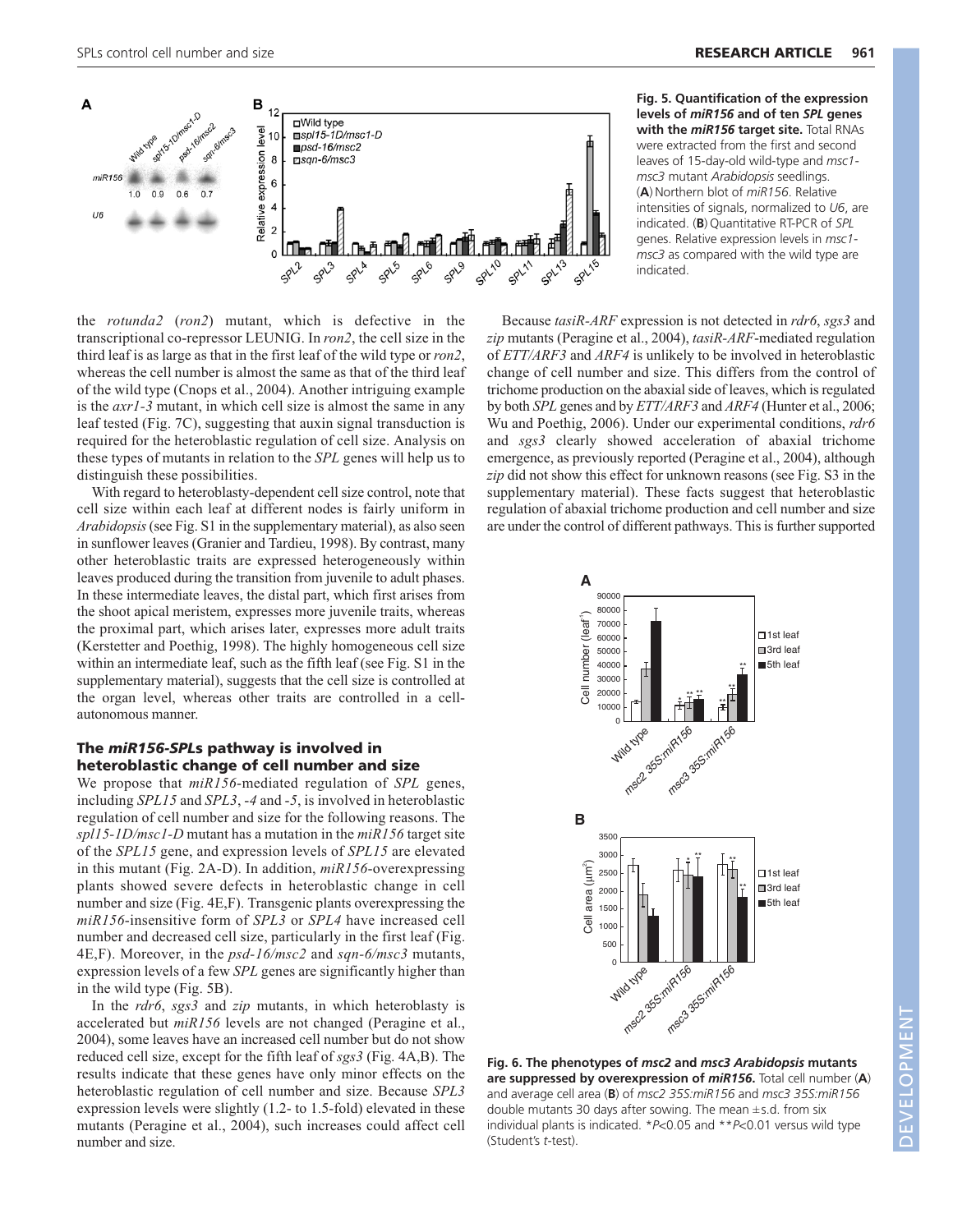**Fig. 5. Quantification of the expression levels of *miR156* and of ten *SPL* genes with the *miR156* target site.** Total RNAs were extracted from the first and second leaves of 15-day-old wild-type and *msc1-msc3* mutant *Arabidopsis* seedlings. (**A**) Northern blot of *miR156*. Relative intensities of signals, normalized to *U6*, are indicated. (**B**) Quantitative RT-PCR of *SPL* genes. Relative expression levels in *msc1-msc3* as compared with the wild type are indicated.

the *rotunda2* (*ron2*) mutant, which is defective in the transcriptional co-repressor LEUNIG. In *ron2*, the cell size in the third leaf is as large as that in the first leaf of the wild type or *ron2*, whereas the cell number is almost the same as that of the third leaf of the wild type (Cnops et al., 2004). Another intriguing example is the *axr1-3* mutant, in which cell size is almost the same in any leaf tested (Fig. 7C), suggesting that auxin signal transduction is required for the heteroblastic regulation of cell size. Analysis on these types of mutants in relation to the *SPL* genes will help us to distinguish these possibilities.

With regard to heteroblasty-dependent cell size control, note that cell size within each leaf at different nodes is fairly uniform in *Arabidopsis* (see Fig. S1 in the supplementary material), as also seen in sunflower leaves (Granier and Tardieu, 1998). By contrast, many other heteroblastic traits are expressed heterogeneously within leaves produced during the transition from juvenile to adult phases. In these intermediate leaves, the distal part, which first arises from the shoot apical meristem, expresses more juvenile traits, whereas the proximal part, which arises later, expresses more adult traits (Kerstetter and Poethig, 1998). The highly homogeneous cell size within an intermediate leaf, such as the fifth leaf (see Fig. S1 in the supplementary material), suggests that the cell size is controlled at the organ level, whereas other traits are controlled in a cell-autonomous manner.

## The *miR156*-*SPL*s pathway is involved in heteroblastic change of cell number and size

We propose that *miR156*-mediated regulation of *SPL* genes, including *SPL15* and *SPL3*, *-4* and *-5*, is involved in heteroblastic regulation of cell number and size for the following reasons. The *spl15-1D/msc1-D* mutant has a mutation in the *miR156* target site of the *SPL15* gene, and expression levels of *SPL15* are elevated in this mutant (Fig. 2A-D). In addition, *miR156*-overexpressing plants showed severe defects in heteroblastic change in cell number and size (Fig. 4E,F). Transgenic plants overexpressing the *miR156*-insensitive form of *SPL3* or *SPL4* have increased cell number and decreased cell size, particularly in the first leaf (Fig. 4E,F). Moreover, in the *psd-16/msc2* and *sqn-6/msc3* mutants, expression levels of a few *SPL* genes are significantly higher than in the wild type (Fig. 5B).

In the *rdr6*, *sgs3* and *zip* mutants, in which heteroblasty is accelerated but *miR156* levels are not changed (Peragine et al., 2004), some leaves have an increased cell number but do not show reduced cell size, except for the fifth leaf of *sgs3* (Fig. 4A,B). The results indicate that these genes have only minor effects on the heteroblastic regulation of cell number and size. Because *SPL3* expression levels were slightly (1.2- to 1.5-fold) elevated in these mutants (Peragine et al., 2004), such increases could affect cell number and size.

Because *tasiR-ARF* expression is not detected in *rdr6*, *sgs3* and *zip* mutants (Peragine et al., 2004), *tasiR-ARF*-mediated regulation of *ETT/ARF3* and *ARF4* is unlikely to be involved in heteroblastic change of cell number and size. This differs from the control of trichome production on the abaxial side of leaves, which is regulated by both *SPL* genes and by *ETT/ARF3* and *ARF4* (Hunter et al., 2006; Wu and Poethig, 2006). Under our experimental conditions, *rdr6* and *sgs3* clearly showed acceleration of abaxial trichome emergence, as previously reported (Peragine et al., 2004), although *zip* did not show this effect for unknown reasons (see Fig. S3 in the supplementary material). These facts suggest that heteroblastic regulation of abaxial trichome production and cell number and size are under the control of different pathways. This is further supported

**Fig. 6. The phenotypes of *msc2* and *msc3 Arabidopsis* mutants are suppressed by overexpression of *miR156*.** Total cell number (**A**) and average cell area (**B**) of *msc2 35S:miR156* and *msc3 35S:miR156* double mutants 30 days after sowing. The mean ±s.d. from six individual plants is indicated. *$P$<0.05 and **$P$<0.01 versus wild type (Student's $t$-test).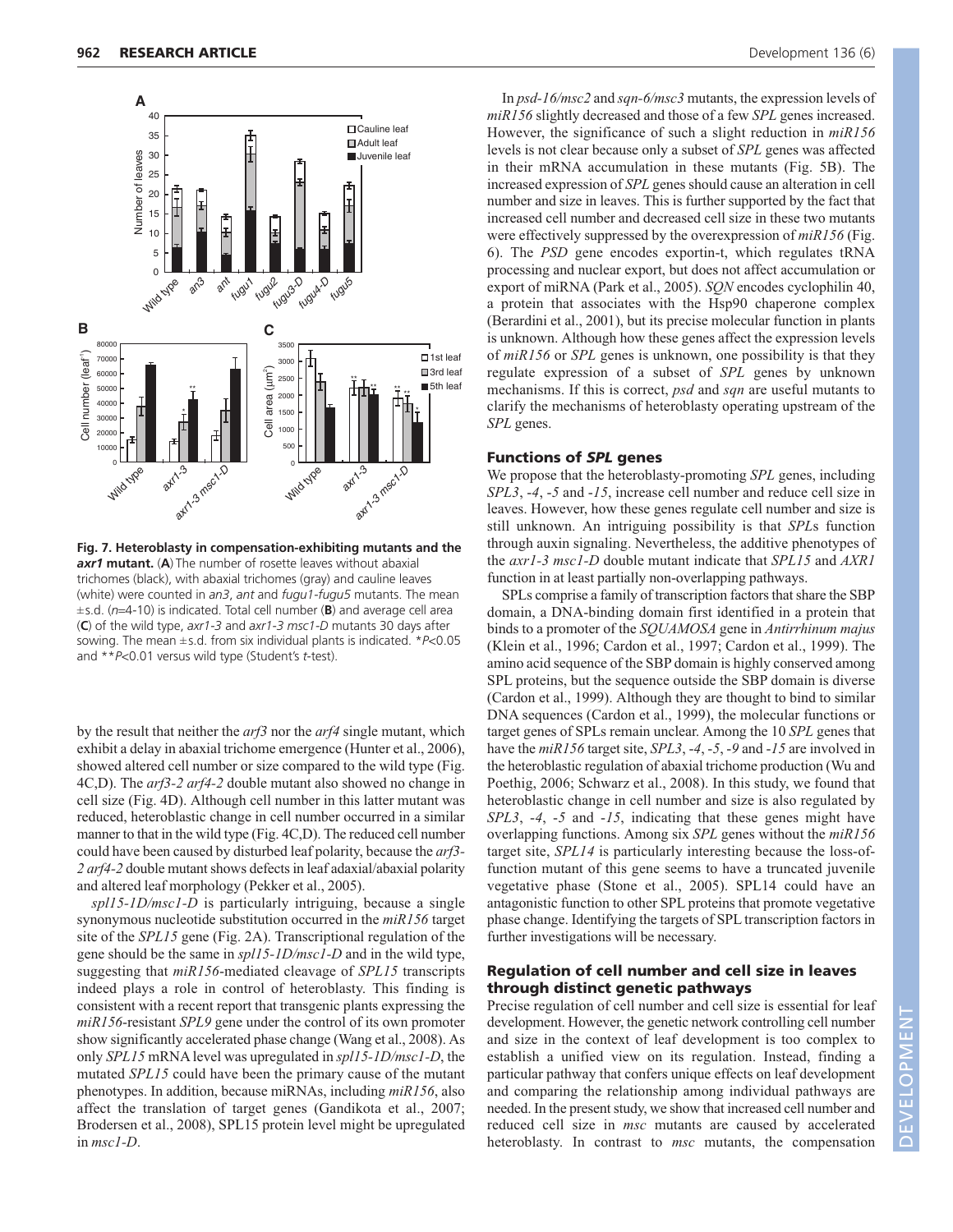**Fig. 7. Heteroblasty in compensation-exhibiting mutants and the *axr1* mutant.** (**A**) The number of rosette leaves without abaxial trichomes (black), with abaxial trichomes (gray) and cauline leaves (white) were counted in *an3*, *ant* and *fugu1*-*fugu5* mutants. The mean ±s.d. ($n$=4-10) is indicated. Total cell number (**B**) and average cell area (**C**) of the wild type, *axr1-3* and *axr1-3 msc1-D* mutants 30 days after sowing. The mean ±s.d. from six individual plants is indicated. *$P$<0.05 and **$P$<0.01 versus wild type (Student's $t$-test).

by the result that neither the *arf3* nor the *arf4* single mutant, which exhibit a delay in abaxial trichome emergence (Hunter et al., 2006), showed altered cell number or size compared to the wild type (Fig. 4C,D). The *arf3-2 arf4-2* double mutant also showed no change in cell size (Fig. 4D). Although cell number in this latter mutant was reduced, heteroblastic change in cell number occurred in a similar manner to that in the wild type (Fig. 4C,D). The reduced cell number could have been caused by disturbed leaf polarity, because the *arf3-2 arf4-2* double mutant shows defects in leaf adaxial/abaxial polarity and altered leaf morphology (Pekker et al., 2005).

*spl15-1D/msc1-D* is particularly intriguing, because a single synonymous nucleotide substitution occurred in the *miR156* target site of the *SPL15* gene (Fig. 2A). Transcriptional regulation of the gene should be the same in *spl15-1D/msc1-D* and in the wild type, suggesting that *miR156*-mediated cleavage of *SPL15* transcripts indeed plays a role in control of heteroblasty. This finding is consistent with a recent report that transgenic plants expressing the *miR156*-resistant *SPL9* gene under the control of its own promoter show significantly accelerated phase change (Wang et al., 2008). As only *SPL15* mRNA level was upregulated in *spl15-1D/msc1-D*, the mutated *SPL15* could have been the primary cause of the mutant phenotypes. In addition, because miRNAs, including *miR156*, also affect the translation of target genes (Gandikota et al., 2007; Brodersen et al., 2008), SPL15 protein level might be upregulated in *msc1-D*.

In *psd-16/msc2* and *sqn-6/msc3* mutants, the expression levels of *miR156* slightly decreased and those of a few *SPL* genes increased. However, the significance of such a slight reduction in *miR156* levels is not clear because only a subset of *SPL* genes was affected in their mRNA accumulation in these mutants (Fig. 5B). The increased expression of *SPL* genes should cause an alteration in cell number and size in leaves. This is further supported by the fact that increased cell number and decreased cell size in these two mutants were effectively suppressed by the overexpression of *miR156* (Fig. 6). The *PSD* gene encodes exportin-t, which regulates tRNA processing and nuclear export, but does not affect accumulation or export of miRNA (Park et al., 2005). *SQN* encodes cyclophilin 40, a protein that associates with the Hsp90 chaperone complex (Berardini et al., 2001), but its precise molecular function in plants is unknown. Although how these genes affect the expression levels of *miR156* or *SPL* genes is unknown, one possibility is that they regulate expression of a subset of *SPL* genes by unknown mechanisms. If this is correct, *psd* and *sqn* are useful mutants to clarify the mechanisms of heteroblasty operating upstream of the *SPL* genes.

## Functions of *SPL* genes

We propose that the heteroblasty-promoting *SPL* genes, including *SPL3*, *-4*, *-5* and *-15*, increase cell number and reduce cell size in leaves. However, how these genes regulate cell number and size is still unknown. An intriguing possibility is that *SPL*s function through auxin signaling. Nevertheless, the additive phenotypes of the *axr1-3 msc1-D* double mutant indicate that *SPL15* and *AXR1* function in at least partially non-overlapping pathways.

SPLs comprise a family of transcription factors that share the SBP domain, a DNA-binding domain first identified in a protein that binds to a promoter of the *SQUAMOSA* gene in *Antirrhinum majus* (Klein et al., 1996; Cardon et al., 1997; Cardon et al., 1999). The amino acid sequence of the SBP domain is highly conserved among SPL proteins, but the sequence outside the SBP domain is diverse (Cardon et al., 1999). Although they are thought to bind to similar DNA sequences (Cardon et al., 1999), the molecular functions or target genes of SPLs remain unclear. Among the 10 *SPL* genes that have the *miR156* target site, *SPL3*, *-4*, *-5*, *-9* and *-15* are involved in the heteroblastic regulation of abaxial trichome production (Wu and Poethig, 2006; Schwarz et al., 2008). In this study, we found that heteroblastic change in cell number and size is also regulated by *SPL3*, *-4*, *-5* and *-15*, indicating that these genes might have overlapping functions. Among six *SPL* genes without the *miR156* target site, *SPL14* is particularly interesting because the loss-of-function mutant of this gene seems to have a truncated juvenile vegetative phase (Stone et al., 2005). SPL14 could have an antagonistic function to other SPL proteins that promote vegetative phase change. Identifying the targets of SPL transcription factors in further investigations will be necessary.

## Regulation of cell number and cell size in leaves through distinct genetic pathways

Precise regulation of cell number and cell size is essential for leaf development. However, the genetic network controlling cell number and size in the context of leaf development is too complex to establish a unified view on its regulation. Instead, finding a particular pathway that confers unique effects on leaf development and comparing the relationship among individual pathways are needed. In the present study, we show that increased cell number and reduced cell size in *msc* mutants are caused by accelerated heteroblasty. In contrast to *msc* mutants, the compensation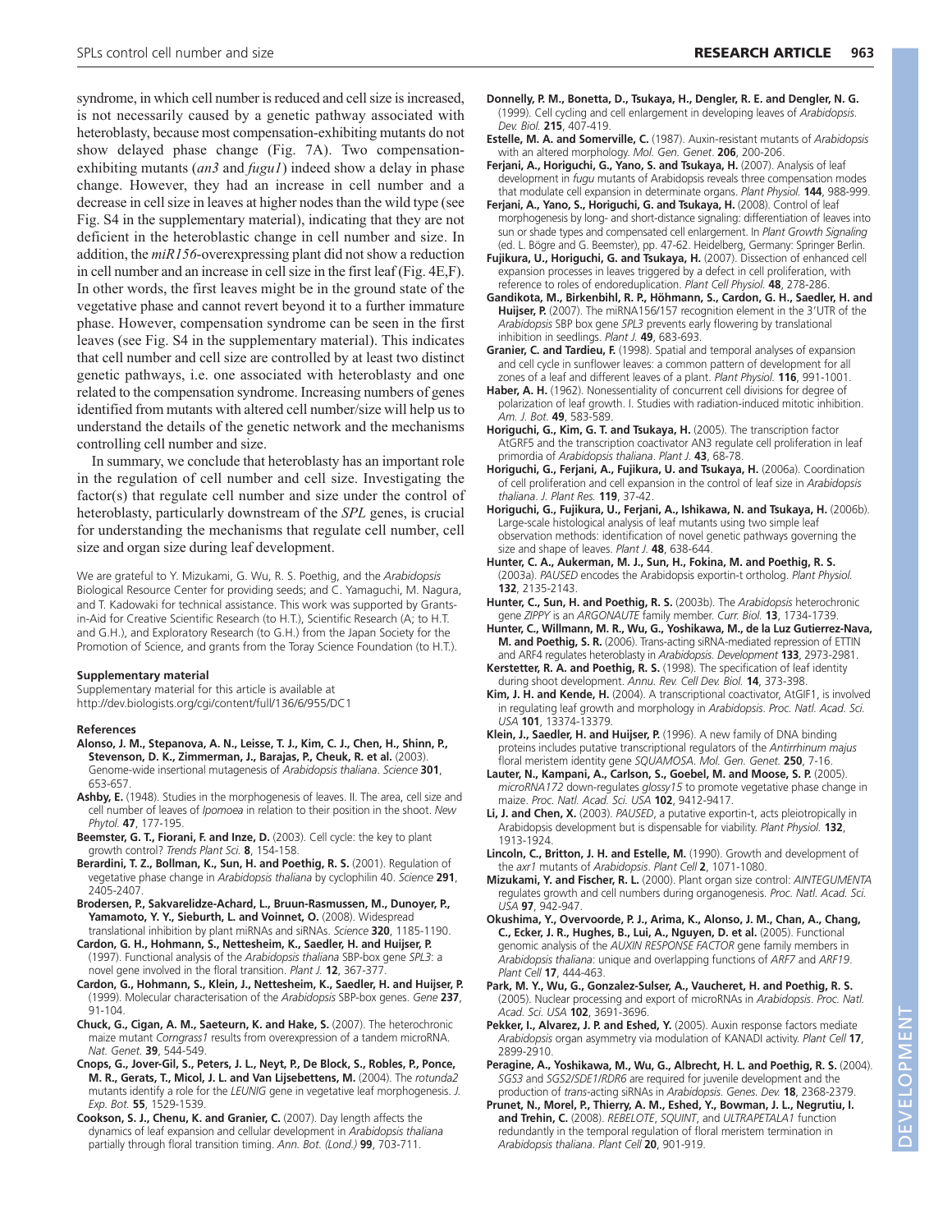syndrome, in which cell number is reduced and cell size is increased, is not necessarily caused by a genetic pathway associated with heteroblasty, because most compensation-exhibiting mutants do not show delayed phase change (Fig. 7A). Two compensation-exhibiting mutants (*an3* and *fugu1*) indeed show a delay in phase change. However, they had an increase in cell number and a decrease in cell size in leaves at higher nodes than the wild type (see Fig. S4 in the supplementary material), indicating that they are not deficient in the heteroblastic change in cell number and size. In addition, the *miR156*-overexpressing plant did not show a reduction in cell number and an increase in cell size in the first leaf (Fig. 4E,F). In other words, the first leaves might be in the ground state of the vegetative phase and cannot revert beyond it to a further immature phase. However, compensation syndrome can be seen in the first leaves (see Fig. S4 in the supplementary material). This indicates that cell number and cell size are controlled by at least two distinct genetic pathways, i.e. one associated with heteroblasty and one related to the compensation syndrome. Increasing numbers of genes identified from mutants with altered cell number/size will help us to understand the details of the genetic network and the mechanisms controlling cell number and size.

In summary, we conclude that heteroblasty has an important role in the regulation of cell number and cell size. Investigating the factor(s) that regulate cell number and size under the control of heteroblasty, particularly downstream of the *SPL* genes, is crucial for understanding the mechanisms that regulate cell number, cell size and organ size during leaf development.

We are grateful to Y. Mizukami, G. Wu, R. S. Poethig, and the *Arabidopsis* Biological Resource Center for providing seeds; and C. Yamaguchi, M. Nagura, and T. Kadowaki for technical assistance. This work was supported by Grants-in-Aid for Creative Scientific Research (to H.T.), Scientific Research (A; to H.T. and G.H.), and Exploratory Research (to G.H.) from the Japan Society for the Promotion of Science, and grants from the Toray Science Foundation (to H.T.).

#### Supplementary material

Supplementary material for this article is available at http://dev.biologists.org/cgi/content/full/136/6/955/DC1

#### References

**Alonso, J. M., Stepanova, A. N., Leisse, T. J., Kim, C. J., Chen, H., Shinn, P., Stevenson, D. K., Zimmerman, J., Barajas, P., Cheuk, R. et al.** (2003). Genome-wide insertional mutagenesis of *Arabidopsis thaliana*. *Science* **301**, 653-657.

**Ashby, E.** (1948). Studies in the morphogenesis of leaves. II. The area, cell size and cell number of leaves of *Ipomoea* in relation to their position in the shoot. *New Phytol.* **47**, 177-195.

**Beemster, G. T., Fiorani, F. and Inze, D.** (2003). Cell cycle: the key to plant growth control? *Trends Plant Sci.* **8**, 154-158.

**Berardini, T. Z., Bollman, K., Sun, H. and Poethig, R. S.** (2001). Regulation of vegetative phase change in *Arabidopsis thaliana* by cyclophilin 40. *Science* **291**, 2405-2407.

**Brodersen, P., Sakvarelidze-Achard, L., Bruun-Rasmussen, M., Dunoyer, P., Yamamoto, Y. Y., Sieburth, L. and Voinnet, O.** (2008). Widespread translational inhibition by plant miRNAs and siRNAs. *Science* **320**, 1185-1190.

**Cardon, G. H., Hohmann, S., Nettesheim, K., Saedler, H. and Huijser, P.** (1997). Functional analysis of the *Arabidopsis thaliana* SBP-box gene *SPL3*: a novel gene involved in the floral transition. *Plant J.* **12**, 367-377.

**Cardon, G., Hohmann, S., Klein, J., Nettesheim, K., Saedler, H. and Huijser, P.** (1999). Molecular characterisation of the *Arabidopsis* SBP-box genes. *Gene* **237**, 91-104.

**Chuck, G., Cigan, A. M., Saeteurn, K. and Hake, S.** (2007). The heterochronic maize mutant *Corngrass1* results from overexpression of a tandem microRNA. *Nat. Genet.* **39**, 544-549.

**Cnops, G., Jover-Gil, S., Peters, J. L., Neyt, P., De Block, S., Robles, P., Ponce, M. R., Gerats, T., Micol, J. L. and Van Lijsebettens, M.** (2004). The *rotunda2* mutants identify a role for the *LEUNIG* gene in vegetative leaf morphogenesis. *J. Exp. Bot.* **55**, 1529-1539.

**Cookson, S. J., Chenu, K. and Granier, C.** (2007). Day length affects the dynamics of leaf expansion and cellular development in *Arabidopsis thaliana* partially through floral transition timing. *Ann. Bot. (Lond.)* **99**, 703-711.

**Donnelly, P. M., Bonetta, D., Tsukaya, H., Dengler, R. E. and Dengler, N. G.** (1999). Cell cycling and cell enlargement in developing leaves of *Arabidopsis*. *Dev. Biol.* **215**, 407-419.

**Estelle, M. A. and Somerville, C.** (1987). Auxin-resistant mutants of *Arabidopsis* with an altered morphology. *Mol. Gen. Genet.* **206**, 200-206.

**Ferjani, A., Horiguchi, G., Yano, S. and Tsukaya, H.** (2007). Analysis of leaf development in *fugu* mutants of Arabidopsis reveals three compensation modes that modulate cell expansion in determinate organs. *Plant Physiol.* **144**, 988-999.

**Ferjani, A., Yano, S., Horiguchi, G. and Tsukaya, H.** (2008). Control of leaf morphogenesis by long- and short-distance signaling: differentiation of leaves into sun or shade types and compensated cell enlargement. In *Plant Growth Signaling* (ed. L. Bögre and G. Beemster), pp. 47-62. Heidelberg, Germany: Springer Berlin.

**Fujikura, U., Horiguchi, G. and Tsukaya, H.** (2007). Dissection of enhanced cell expansion processes in leaves triggered by a defect in cell proliferation, with reference to roles of endoreduplication. *Plant Cell Physiol.* **48**, 278-286.

**Gandikota, M., Birkenbihl, R. P., Höhmann, S., Cardon, G. H., Saedler, H. and Huijser, P.** (2007). The miRNA156/157 recognition element in the 3′UTR of the *Arabidopsis* SBP box gene *SPL3* prevents early flowering by translational inhibition in seedlings. *Plant J.* **49**, 683-693.

**Granier, C. and Tardieu, F.** (1998). Spatial and temporal analyses of expansion and cell cycle in sunflower leaves: a common pattern of development for all zones of a leaf and different leaves of a plant. *Plant Physiol.* **116**, 991-1001.

**Haber, A. H.** (1962). Nonessentiality of concurrent cell divisions for degree of polarization of leaf growth. I. Studies with radiation-induced mitotic inhibition. *Am. J. Bot.* **49**, 583-589.

**Horiguchi, G., Kim, G. T. and Tsukaya, H.** (2005). The transcription factor AtGRF5 and the transcription coactivator AN3 regulate cell proliferation in leaf primordia of *Arabidopsis thaliana*. *Plant J.* **43**, 68-78.

**Horiguchi, G., Ferjani, A., Fujikura, U. and Tsukaya, H.** (2006a). Coordination of cell proliferation and cell expansion in the control of leaf size in *Arabidopsis thaliana*. *J. Plant Res.* **119**, 37-42.

**Horiguchi, G., Fujikura, U., Ferjani, A., Ishikawa, N. and Tsukaya, H.** (2006b). Large-scale histological analysis of leaf mutants using two simple leaf observation methods: identification of novel genetic pathways governing the size and shape of leaves. *Plant J.* **48**, 638-644.

**Hunter, C. A., Aukerman, M. J., Sun, H., Fokina, M. and Poethig, R. S.** (2003a). *PAUSED* encodes the Arabidopsis exportin-t ortholog. *Plant Physiol.* **132**, 2135-2143.

**Hunter, C., Sun, H. and Poethig, R. S.** (2003b). The *Arabidopsis* heterochronic gene *ZIPPY* is an *ARGONAUTE* family member. *Curr. Biol.* **13**, 1734-1739.

**Hunter, C., Willmann, M. R., Wu, G., Yoshikawa, M., de la Luz Gutierrez-Nava, M. and Poethig, S. R.** (2006). Trans-acting siRNA-mediated repression of ETTIN and ARF4 regulates heteroblasty in *Arabidopsis*. *Development* **133**, 2973-2981.

**Kerstetter, R. A. and Poethig, R. S.** (1998). The specification of leaf identity during shoot development. *Annu. Rev. Cell Dev. Biol.* **14**, 373-398.

**Kim, J. H. and Kende, H.** (2004). A transcriptional coactivator, AtGIF1, is involved in regulating leaf growth and morphology in *Arabidopsis*. *Proc. Natl. Acad. Sci. USA* **101**, 13374-13379.

**Klein, J., Saedler, H. and Huijser, P.** (1996). A new family of DNA binding proteins includes putative transcriptional regulators of the *Antirrhinum majus* floral meristem identity gene *SQUAMOSA*. *Mol. Gen. Genet.* **250**, 7-16.

**Lauter, N., Kampani, A., Carlson, S., Goebel, M. and Moose, S. P.** (2005). *microRNA172* down-regulates *glossy15* to promote vegetative phase change in maize. *Proc. Natl. Acad. Sci. USA* **102**, 9412-9417.

**Li, J. and Chen, X.** (2003). *PAUSED*, a putative exportin-t, acts pleiotropically in Arabidopsis development but is dispensable for viability. *Plant Physiol.* **132**, 1913-1924.

**Lincoln, C., Britton, J. H. and Estelle, M.** (1990). Growth and development of the *axr1* mutants of *Arabidopsis*. *Plant Cell* **2**, 1071-1080.

**Mizukami, Y. and Fischer, R. L.** (2000). Plant organ size control: *AINTEGUMENTA* regulates growth and cell numbers during organogenesis. *Proc. Natl. Acad. Sci. USA* **97**, 942-947.

**Okushima, Y., Overvoorde, P. J., Arima, K., Alonso, J. M., Chan, A., Chang, C., Ecker, J. R., Hughes, B., Lui, A., Nguyen, D. et al.** (2005). Functional genomic analysis of the *AUXIN RESPONSE FACTOR* gene family members in *Arabidopsis thaliana*: unique and overlapping functions of *ARF7* and *ARF19*. *Plant Cell* **17**, 444-463.

**Park, M. Y., Wu, G., Gonzalez-Sulser, A., Vaucheret, H. and Poethig, R. S.** (2005). Nuclear processing and export of microRNAs in *Arabidopsis*. *Proc. Natl. Acad. Sci. USA* **102**, 3691-3696.

**Pekker, I., Alvarez, J. P. and Eshed, Y.** (2005). Auxin response factors mediate *Arabidopsis* organ asymmetry via modulation of KANADI activity. *Plant Cell* **17**, 2899-2910.

**Peragine, A., Yoshikawa, M., Wu, G., Albrecht, H. L. and Poethig, R. S.** (2004). *SGS3* and *SGS2/SDE1/RDR6* are required for juvenile development and the production of *trans*-acting siRNAs in *Arabidopsis*. *Genes. Dev.* **18**, 2368-2379.

**Prunet, N., Morel, P., Thierry, A. M., Eshed, Y., Bowman, J. L., Negrutiu, I. and Trehin, C.** (2008). *REBELOTE*, *SQUINT*, and *ULTRAPETALA1* function redundantly in the temporal regulation of floral meristem termination in *Arabidopsis thaliana*. *Plant Cell* **20**, 901-919.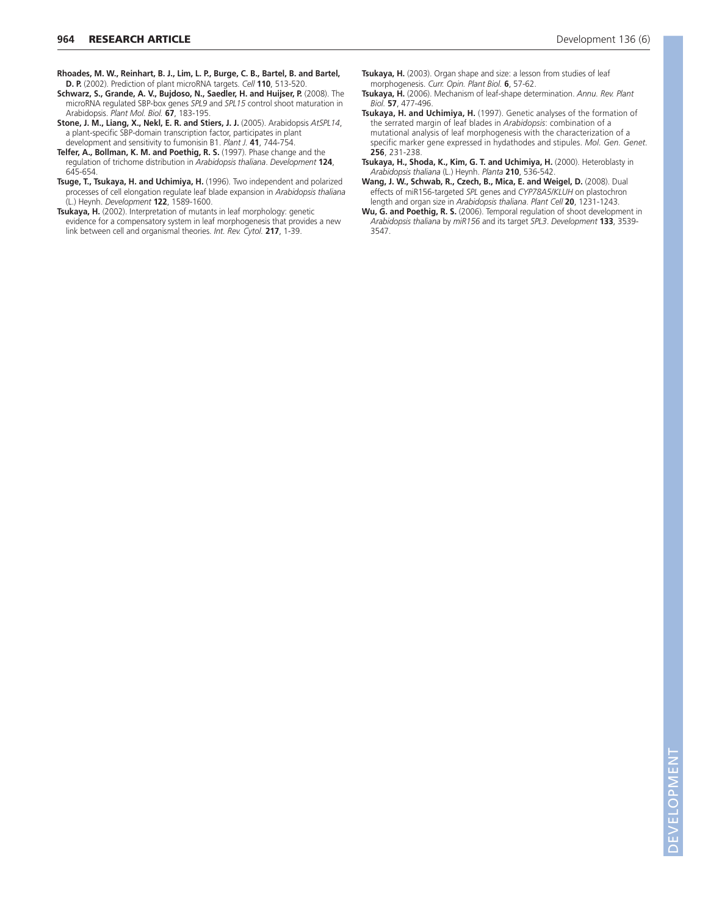**Rhoades, M. W., Reinhart, B. J., Lim, L. P., Burge, C. B., Bartel, B. and Bartel, D. P.** (2002). Prediction of plant microRNA targets. *Cell* **110**, 513-520.

**Schwarz, S., Grande, A. V., Bujdoso, N., Saedler, H. and Huijser, P.** (2008). The microRNA regulated SBP-box genes *SPL9* and *SPL15* control shoot maturation in Arabidopsis. *Plant Mol. Biol.* **67**, 183-195.

**Stone, J. M., Liang, X., Nekl, E. R. and Stiers, J. J.** (2005). Arabidopsis *AtSPL14*, a plant-specific SBP-domain transcription factor, participates in plant development and sensitivity to fumonisin B1. *Plant J.* **41**, 744-754.

**Telfer, A., Bollman, K. M. and Poethig, R. S.** (1997). Phase change and the regulation of trichome distribution in *Arabidopsis thaliana*. *Development* **124**, 645-654.

**Tsuge, T., Tsukaya, H. and Uchimiya, H.** (1996). Two independent and polarized processes of cell elongation regulate leaf blade expansion in *Arabidopsis thaliana* (L.) Heynh. *Development* **122**, 1589-1600.

**Tsukaya, H.** (2002). Interpretation of mutants in leaf morphology: genetic evidence for a compensatory system in leaf morphogenesis that provides a new link between cell and organismal theories. *Int. Rev. Cytol.* **217**, 1-39.

**Tsukaya, H.** (2003). Organ shape and size: a lesson from studies of leaf morphogenesis. *Curr. Opin. Plant Biol.* **6**, 57-62.

**Tsukaya, H.** (2006). Mechanism of leaf-shape determination. *Annu. Rev. Plant Biol.* **57**, 477-496.

**Tsukaya, H. and Uchimiya, H.** (1997). Genetic analyses of the formation of the serrated margin of leaf blades in *Arabidopsis*: combination of a mutational analysis of leaf morphogenesis with the characterization of a specific marker gene expressed in hydathodes and stipules. *Mol. Gen. Genet.* **256**, 231-238.

**Tsukaya, H., Shoda, K., Kim, G. T. and Uchimiya, H.** (2000). Heteroblasty in *Arabidopsis thaliana* (L.) Heynh. *Planta* **210**, 536-542.

**Wang, J. W., Schwab, R., Czech, B., Mica, E. and Weigel, D.** (2008). Dual effects of miR156-targeted *SPL* genes and *CYP78A5/KLUH* on plastochron length and organ size in *Arabidopsis thaliana*. *Plant Cell* **20**, 1231-1243.

**Wu, G. and Poethig, R. S.** (2006). Temporal regulation of shoot development in *Arabidopsis thaliana* by *miR156* and its target *SPL3*. *Development* **133**, 3539-3547.